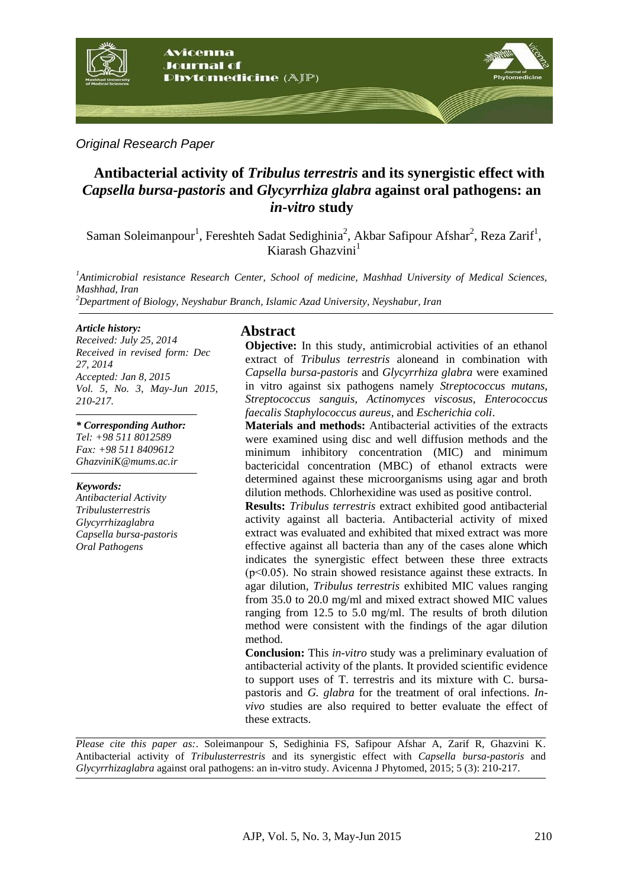*Original Research Paper*

# Antibacterial activity of *Tribulus terrestris* and its synergistic effect with *Capsella bursa-pastoris* and *Glycyrrhiza glabra* against oral pathogens: an *in-vitro* study

Saman Soleimanpour[1], Fereshteh Sadat Sedighinia[2], Akbar Safipour Afshar[2], Reza Zarif[1], Kiarash Ghazvini[1]

*[1]Antimicrobial resistance Research Center, School of medicine, Mashhad University of Medical Sciences, Mashhad, Iran*
*[2]Department of Biology, Neyshabur Branch, Islamic Azad University, Neyshabur, Iran*

***Article history:***
*Received: July 25, 2014*
*Received in revised form: Dec 27, 2014*
*Accepted: Jan 8, 2015*
*Vol. 5, No. 3, May-Jun 2015, 210-217.*

***\* Corresponding Author:***
*Tel: +98 511 8012589*
*Fax: +98 511 8409612*
*GhazviniK@mums.ac.ir*

***Keywords:***
*Antibacterial Activity*
*Tribulusterrestris*
*Glycyrrhizaglabra*
*Capsella bursa-pastoris*
*Oral Pathogens*

## Abstract

**Objective:** In this study, antimicrobial activities of an ethanol extract of *Tribulus terrestris* aloneand in combination with *Capsella bursa-pastoris* and *Glycyrrhiza glabra* were examined in vitro against six pathogens namely *Streptococcus mutans*, *Streptococcus sanguis*, *Actinomyces viscosus*, *Enterococcus faecalis Staphylococcus aureus,* and *Escherichia coli*.

**Materials and methods:** Antibacterial activities of the extracts were examined using disc and well diffusion methods and the minimum inhibitory concentration (MIC) and minimum bactericidal concentration (MBC) of ethanol extracts were determined against these microorganisms using agar and broth dilution methods. Chlorhexidine was used as positive control.

**Results:** *Tribulus terrestris* extract exhibited good antibacterial activity against all bacteria. Antibacterial activity of mixed extract was evaluated and exhibited that mixed extract was more effective against all bacteria than any of the cases alone which indicates the synergistic effect between these three extracts ($p<0.05$). No strain showed resistance against these extracts. In agar dilution, *Tribulus terrestris* exhibited MIC values ranging from 35.0 to 20.0 mg/ml and mixed extract showed MIC values ranging from 12.5 to 5.0 mg/ml. The results of broth dilution method were consistent with the findings of the agar dilution method.

**Conclusion:** This *in-vitro* study was a preliminary evaluation of antibacterial activity of the plants. It provided scientific evidence to support uses of T. terrestris and its mixture with C. bursa-pastoris and *G. glabra* for the treatment of oral infections. *In-vivo* studies are also required to better evaluate the effect of these extracts.

*Please cite this paper as:*. Soleimanpour S, Sedighinia FS, Safipour Afshar A, Zarif R, Ghazvini K. Antibacterial activity of *Tribulusterrestris* and its synergistic effect with *Capsella bursa-pastoris* and *Glycyrrhizaglabra* against oral pathogens: an in-vitro study. Avicenna J Phytomed, 2015; 5 (3): 210-217.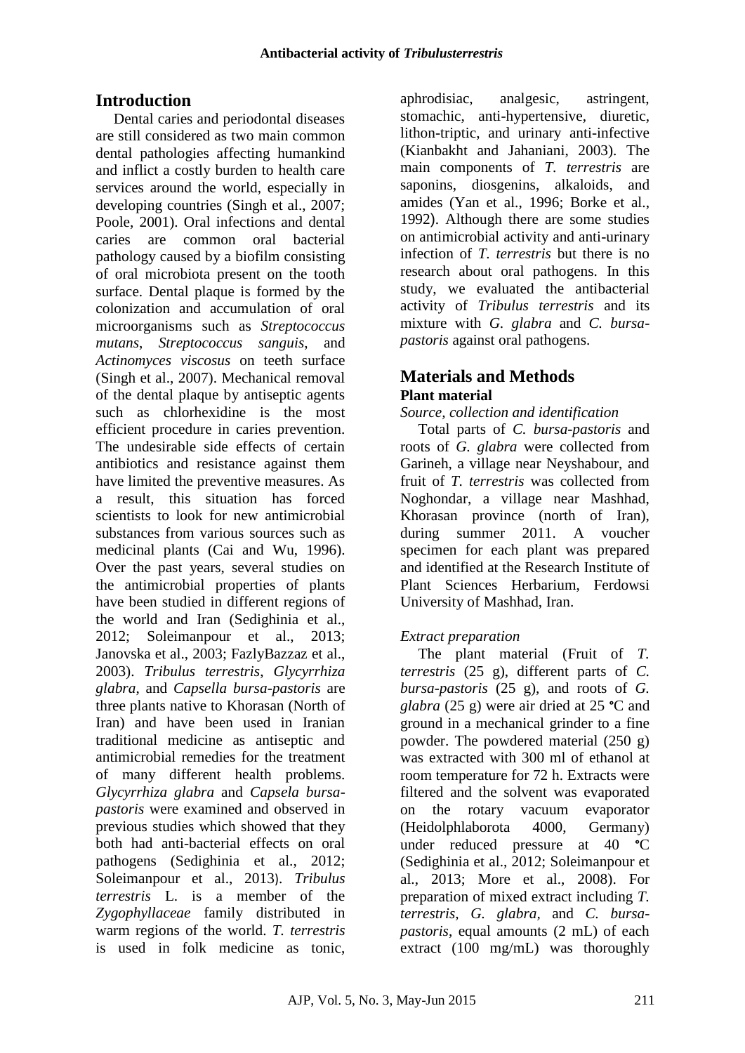## Introduction

Dental caries and periodontal diseases are still considered as two main common dental pathologies affecting humankind and inflict a costly burden to health care services around the world, especially in developing countries (Singh et al., 2007; Poole, 2001). Oral infections and dental caries are common oral bacterial pathology caused by a biofilm consisting of oral microbiota present on the tooth surface. Dental plaque is formed by the colonization and accumulation of oral microorganisms such as *Streptococcus mutans*, *Streptococcus sanguis*, and *Actinomyces viscosus* on teeth surface (Singh et al., 2007). Mechanical removal of the dental plaque by antiseptic agents such as chlorhexidine is the most efficient procedure in caries prevention. The undesirable side effects of certain antibiotics and resistance against them have limited the preventive measures. As a result, this situation has forced scientists to look for new antimicrobial substances from various sources such as medicinal plants (Cai and Wu, 1996). Over the past years, several studies on the antimicrobial properties of plants have been studied in different regions of the world and Iran (Sedighinia et al., 2012; Soleimanpour et al., 2013; Janovska et al., 2003; FazlyBazzaz et al., 2003). *Tribulus terrestris*, *Glycyrrhiza glabra*, and *Capsella bursa-pastoris* are three plants native to Khorasan (North of Iran) and have been used in Iranian traditional medicine as antiseptic and antimicrobial remedies for the treatment of many different health problems. *Glycyrrhiza glabra* and *Capsella bursa-pastoris* were examined and observed in previous studies which showed that they both had anti-bacterial effects on oral pathogens (Sedighinia et al., 2012; Soleimanpour et al., 2013). *Tribulus terrestris* L. is a member of the *Zygophyllaceae* family distributed in warm regions of the world. *T. terrestris* is used in folk medicine as tonic, aphrodisiac, analgesic, astringent, stomachic, anti-hypertensive, diuretic, lithon-triptic, and urinary anti-infective (Kianbakht and Jahaniani, 2003). The main components of *T. terrestris* are saponins, diosgenins, alkaloids, and amides (Yan et al., 1996; Borke et al., 1992). Although there are some studies on antimicrobial activity and anti-urinary infection of *T. terrestris* but there is no research about oral pathogens. In this study, we evaluated the antibacterial activity of *Tribulus terrestris* and its mixture with *G. glabra* and *C. bursa-pastoris* against oral pathogens.

## Materials and Methods

### Plant material

*Source, collection and identification*

Total parts of *C. bursa-pastoris* and roots of *G. glabra* were collected from Garineh, a village near Neyshabour, and fruit of *T. terrestris* was collected from Noghondar, a village near Mashhad, Khorasan province (north of Iran), during summer 2011. A voucher specimen for each plant was prepared and identified at the Research Institute of Plant Sciences Herbarium, Ferdowsi University of Mashhad, Iran.

*Extract preparation*

The plant material (Fruit of *T. terrestris* (25 g), different parts of *C. bursa-pastoris* (25 g), and roots of *G. glabra* (25 g) were air dried at 25 °C and ground in a mechanical grinder to a fine powder. The powdered material (250 g) was extracted with 300 ml of ethanol at room temperature for 72 h. Extracts were filtered and the solvent was evaporated on the rotary vacuum evaporator (Heidolphlaborota 4000, Germany) under reduced pressure at 40 °C (Sedighinia et al., 2012; Soleimanpour et al., 2013; More et al., 2008). For preparation of mixed extract including *T. terrestris*, *G. glabra*, and *C. bursa-pastoris*, equal amounts (2 mL) of each extract (100 mg/mL) was thoroughly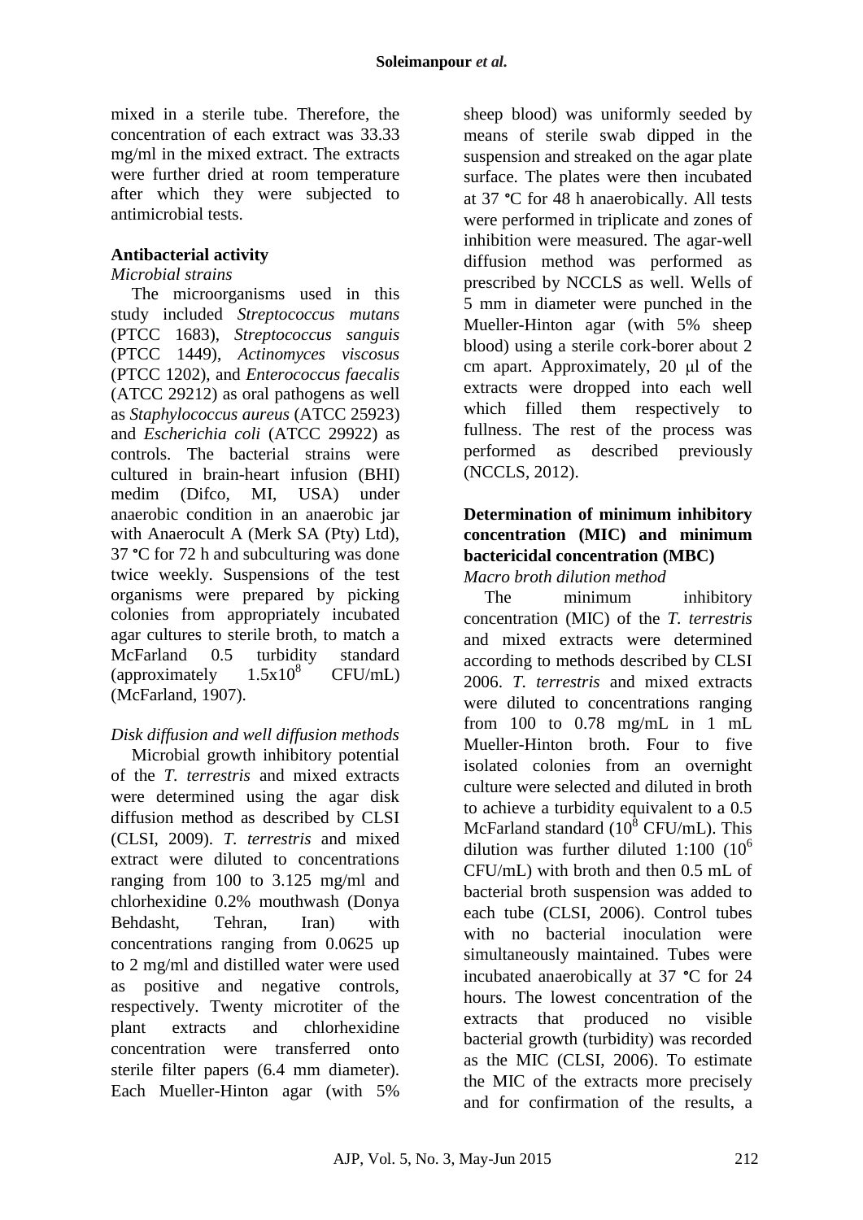mixed in a sterile tube. Therefore, the concentration of each extract was 33.33 mg/ml in the mixed extract. The extracts were further dried at room temperature after which they were subjected to antimicrobial tests.

### Antibacterial activity

*Microbial strains*

The microorganisms used in this study included *Streptococcus mutans* (PTCC 1683), *Streptococcus sanguis* (PTCC 1449), *Actinomyces viscosus* (PTCC 1202), and *Enterococcus faecalis* (ATCC 29212) as oral pathogens as well as *Staphylococcus aureus* (ATCC 25923) and *Escherichia coli* (ATCC 29922) as controls. The bacterial strains were cultured in brain-heart infusion (BHI) medim (Difco, MI, USA) under anaerobic condition in an anaerobic jar with Anaerocult A (Merk SA (Pty) Ltd), 37 °C for 72 h and subculturing was done twice weekly. Suspensions of the test organisms were prepared by picking colonies from appropriately incubated agar cultures to sterile broth, to match a McFarland 0.5 turbidity standard (approximately $1.5 \times 10^8$ CFU/mL) (McFarland, 1907).

*Disk diffusion and well diffusion methods*

Microbial growth inhibitory potential of the *T. terrestris* and mixed extracts were determined using the agar disk diffusion method as described by CLSI (CLSI, 2009). *T. terrestris* and mixed extract were diluted to concentrations ranging from 100 to 3.125 mg/ml and chlorhexidine 0.2% mouthwash (Donya Behdasht, Tehran, Iran) with concentrations ranging from 0.0625 up to 2 mg/ml and distilled water were used as positive and negative controls, respectively. Twenty microtiter of the plant extracts and chlorhexidine concentration were transferred onto sterile filter papers (6.4 mm diameter). Each Mueller-Hinton agar (with 5% sheep blood) was uniformly seeded by means of sterile swab dipped in the suspension and streaked on the agar plate surface. The plates were then incubated at 37 °C for 48 h anaerobically. All tests were performed in triplicate and zones of inhibition were measured. The agar-well diffusion method was performed as prescribed by NCCLS as well. Wells of 5 mm in diameter were punched in the Mueller-Hinton agar (with 5% sheep blood) using a sterile cork-borer about 2 cm apart. Approximately, 20 μl of the extracts were dropped into each well which filled them respectively to fullness. The rest of the process was performed as described previously (NCCLS, 2012).

### Determination of minimum inhibitory concentration (MIC) and minimum bactericidal concentration (MBC)

*Macro broth dilution method*

The minimum inhibitory concentration (MIC) of the *T. terrestris* and mixed extracts were determined according to methods described by CLSI 2006. *T. terrestris* and mixed extracts were diluted to concentrations ranging from 100 to 0.78 mg/mL in 1 mL Mueller-Hinton broth. Four to five isolated colonies from an overnight culture were selected and diluted in broth to achieve a turbidity equivalent to a 0.5 McFarland standard ($10^8$ CFU/mL). This dilution was further diluted 1:100 ($10^6$ CFU/mL) with broth and then 0.5 mL of bacterial broth suspension was added to each tube (CLSI, 2006). Control tubes with no bacterial inoculation were simultaneously maintained. Tubes were incubated anaerobically at 37 °C for 24 hours. The lowest concentration of the extracts that produced no visible bacterial growth (turbidity) was recorded as the MIC (CLSI, 2006). To estimate the MIC of the extracts more precisely and for confirmation of the results, a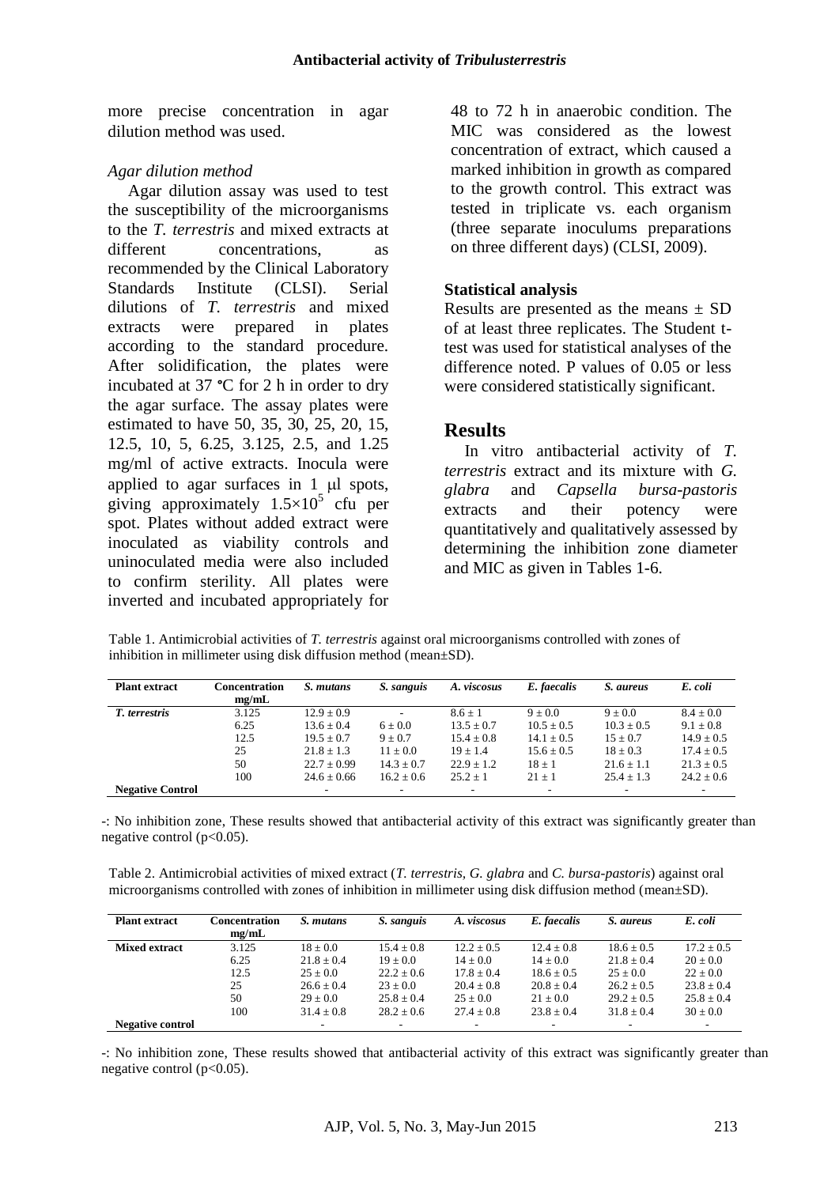more precise concentration in agar dilution method was used.

*Agar dilution method*

Agar dilution assay was used to test the susceptibility of the microorganisms to the *T. terrestris* and mixed extracts at different concentrations, as recommended by the Clinical Laboratory Standards Institute (CLSI). Serial dilutions of *T. terrestris* and mixed extracts were prepared in plates according to the standard procedure. After solidification, the plates were incubated at 37 °C for 2 h in order to dry the agar surface. The assay plates were estimated to have 50, 35, 30, 25, 20, 15, 12.5, 10, 5, 6.25, 3.125, 2.5, and 1.25 mg/ml of active extracts. Inocula were applied to agar surfaces in 1 μl spots, giving approximately $1.5\times10^5$ cfu per spot. Plates without added extract were inoculated as viability controls and uninoculated media were also included to confirm sterility. All plates were inverted and incubated appropriately for 48 to 72 h in anaerobic condition. The MIC was considered as the lowest concentration of extract, which caused a marked inhibition in growth as compared to the growth control. This extract was tested in triplicate vs. each organism (three separate inoculums preparations on three different days) (CLSI, 2009).

**Statistical analysis**

Results are presented as the means ± SD of at least three replicates. The Student t-test was used for statistical analyses of the difference noted. P values of 0.05 or less were considered statistically significant.

## Results

In vitro antibacterial activity of *T. terrestris* extract and its mixture with *G. glabra* and *Capsella bursa-pastoris* extracts and their potency were quantitatively and qualitatively assessed by determining the inhibition zone diameter and MIC as given in Tables 1-6.

Table 1. Antimicrobial activities of *T. terrestris* against oral microorganisms controlled with zones of inhibition in millimeter using disk diffusion method (mean±SD).

| Plant extract | Concentration mg/mL | S. mutans | S. sanguis | A. viscosus | E. faecalis | S. aureus | E. coli |
|---|---|---|---|---|---|---|---|
| *T. terrestris* | 3.125 | 12.9 ± 0.9 | - | 8.6 ± 1 | 9 ± 0.0 | 9 ± 0.0 | 8.4 ± 0.0 |
| | 6.25 | 13.6 ± 0.4 | 6 ± 0.0 | 13.5 ± 0.7 | 10.5 ± 0.5 | 10.3 ± 0.5 | 9.1 ± 0.8 |
| | 12.5 | 19.5 ± 0.7 | 9 ± 0.7 | 15.4 ± 0.8 | 14.1 ± 0.5 | 15 ± 0.7 | 14.9 ± 0.5 |
| | 25 | 21.8 ± 1.3 | 11 ± 0.0 | 19 ± 1.4 | 15.6 ± 0.5 | 18 ± 0.3 | 17.4 ± 0.5 |
| | 50 | 22.7 ± 0.99 | 14.3 ± 0.7 | 22.9 ± 1.2 | 18 ± 1 | 21.6 ± 1.1 | 21.3 ± 0.5 |
| | 100 | 24.6 ± 0.66 | 16.2 ± 0.6 | 25.2 ± 1 | 21 ± 1 | 25.4 ± 1.3 | 24.2 ± 0.6 |
| **Negative Control** | | - | - | - | - | - | - |

-: No inhibition zone, These results showed that antibacterial activity of this extract was significantly greater than negative control ($p<0.05$).

Table 2. Antimicrobial activities of mixed extract (*T. terrestris*, *G. glabra* and *C. bursa-pastoris*) against oral microorganisms controlled with zones of inhibition in millimeter using disk diffusion method (mean±SD).

| Plant extract | Concentration mg/mL | S. mutans | S. sanguis | A. viscosus | E. faecalis | S. aureus | E. coli |
|---|---|---|---|---|---|---|---|
| **Mixed extract** | 3.125 | 18 ± 0.0 | 15.4 ± 0.8 | 12.2 ± 0.5 | 12.4 ± 0.8 | 18.6 ± 0.5 | 17.2 ± 0.5 |
| | 6.25 | 21.8 ± 0.4 | 19 ± 0.0 | 14 ± 0.0 | 14 ± 0.0 | 21.8 ± 0.4 | 20 ± 0.0 |
| | 12.5 | 25 ± 0.0 | 22.2 ± 0.6 | 17.8 ± 0.4 | 18.6 ± 0.5 | 25 ± 0.0 | 22 ± 0.0 |
| | 25 | 26.6 ± 0.4 | 23 ± 0.0 | 20.4 ± 0.8 | 20.8 ± 0.4 | 26.2 ± 0.5 | 23.8 ± 0.4 |
| | 50 | 29 ± 0.0 | 25.8 ± 0.4 | 25 ± 0.0 | 21 ± 0.0 | 29.2 ± 0.5 | 25.8 ± 0.4 |
| | 100 | 31.4 ± 0.8 | 28.2 ± 0.6 | 27.4 ± 0.8 | 23.8 ± 0.4 | 31.8 ± 0.4 | 30 ± 0.0 |
| **Negative control** | | - | - | - | - | - | - |

-: No inhibition zone, These results showed that antibacterial activity of this extract was significantly greater than negative control ($p<0.05$).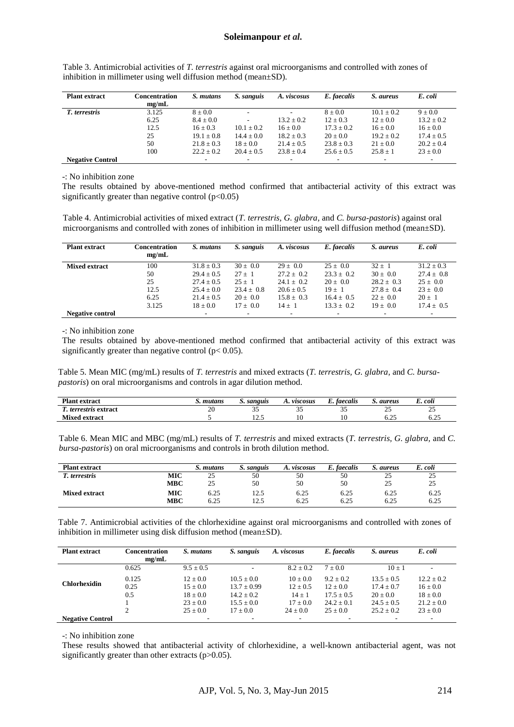Table 3. Antimicrobial activities of *T. terrestris* against oral microorganisms and controlled with zones of inhibition in millimeter using well diffusion method (mean±SD).

| Plant extract | Concentration mg/mL | *S. mutans* | *S. sanguis* | *A. viscosus* | *E. faecalis* | *S. aureus* | *E. coli* |
|---|---|---|---|---|---|---|---|
| *T. terrestris* | 3.125 | 8 ± 0.0 | - | - | 8 ± 0.0 | 10.1 ± 0.2 | 9 ± 0.0 |
| | 6.25 | 8.4 ± 0.0 | - | 13.2 ± 0.2 | 12 ± 0.3 | 12 ± 0.0 | 13.2 ± 0.2 |
| | 12.5 | 16 ± 0.3 | 10.1 ± 0.2 | 16 ± 0.0 | 17.3 ± 0.2 | 16 ± 0.0 | 16 ± 0.0 |
| | 25 | 19.1 ± 0.8 | 14.4 ± 0.0 | 18.2 ± 0.3 | 20 ± 0.0 | 19.2 ± 0.2 | 17.4 ± 0.5 |
| | 50 | 21.8 ± 0.3 | 18 ± 0.0 | 21.4 ± 0.5 | 23.8 ± 0.3 | 21 ± 0.0 | 20.2 ± 0.4 |
| | 100 | 22.2 ± 0.2 | 20.4 ± 0.5 | 23.8 ± 0.4 | 25.6 ± 0.5 | 25.8 ± 1 | 23 ± 0.0 |
| **Negative Control** | | - | - | - | - | - | - |

-: No inhibition zone

The results obtained by above-mentioned method confirmed that antibacterial activity of this extract was significantly greater than negative control ($p<0.05$)

Table 4. Antimicrobial activities of mixed extract (*T. terrestris, G. glabra,* and *C. bursa-pastoris*) against oral microorganisms and controlled with zones of inhibition in millimeter using well diffusion method (mean±SD).

| Plant extract | Concentration mg/mL | *S. mutans* | *S. sanguis* | *A. viscosus* | *E. faecalis* | *S. aureus* | *E. coli* |
|---|---|---|---|---|---|---|---|
| **Mixed extract** | 100 | 31.8 ± 0.3 | 30 ± 0.0 | 29 ± 0.0 | 25 ± 0.0 | 32 ± 1 | 31.2 ± 0.3 |
| | 50 | 29.4 ± 0.5 | 27 ± 1 | 27.2 ± 0.2 | 23.3 ± 0.2 | 30 ± 0.0 | 27.4 ± 0.8 |
| | 25 | 27.4 ± 0.5 | 25 ± 1 | 24.1 ± 0.2 | 20 ± 0.0 | 28.2 ± 0.3 | 25 ± 0.0 |
| | 12.5 | 25.4 ± 0.0 | 23.4 ± 0.8 | 20.6 ± 0.5 | 19 ± 1 | 27.8 ± 0.4 | 23 ± 0.0 |
| | 6.25 | 21.4 ± 0.5 | 20 ± 0.0 | 15.8 ± 0.3 | 16.4 ± 0.5 | 22 ± 0.0 | 20 ± 1 |
| | 3.125 | 18 ± 0.0 | 17 ± 0.0 | 14 ± 1 | 13.3 ± 0.2 | 19 ± 0.0 | 17.4 ± 0.5 |
| **Negative control** | | - | - | - | - | - | - |

-: No inhibition zone

The results obtained by above-mentioned method confirmed that antibacterial activity of this extract was significantly greater than negative control ($p< 0.05$).

Table 5. Mean MIC (mg/mL) results of *T. terrestris* and mixed extracts (*T. terrestris, G. glabra*, and *C. bursa-pastoris*) on oral microorganisms and controls in agar dilution method.

| Plant extract | *S. mutans* | *S. sanguis* | *A. viscosus* | *E. faecalis* | *S. aureus* | *E. coli* |
|---|---|---|---|---|---|---|
| ***T. terrestris* extract** | 20 | 35 | 35 | 35 | 25 | 25 |
| **Mixed extract** | 5 | 12.5 | 10 | 10 | 6.25 | 6.25 |

Table 6. Mean MIC and MBC (mg/mL) results of *T. terrestris* and mixed extracts (*T. terrestris, G. glabra*, and *C. bursa-pastoris*) on oral microorganisms and controls in broth dilution method.

| Plant extract | | *S. mutans* | *S. sanguis* | *A. viscosus* | *E. faecalis* | *S. aureus* | *E. coli* |
|---|---|---|---|---|---|---|---|
| ***T. terrestris*** | **MIC** | 25 | 50 | 50 | 50 | 25 | 25 |
| | **MBC** | 25 | 50 | 50 | 50 | 25 | 25 |
| **Mixed extract** | **MIC** | 6.25 | 12.5 | 6.25 | 6.25 | 6.25 | 6.25 |
| | **MBC** | 6.25 | 12.5 | 6.25 | 6.25 | 6.25 | 6.25 |

Table 7. Antimicrobial activities of the chlorhexidine against oral microorganisms and controlled with zones of inhibition in millimeter using disk diffusion method (mean±SD).

| Plant extract | Concentration mg/mL | *S. mutans* | *S. sanguis* | *A. viscosus* | *E. faecalis* | *S. aureus* | *E. coli* |
|---|---|---|---|---|---|---|---|
| | 0.625 | 9.5 ± 0.5 | - | 8.2 ± 0.2 | 7 ± 0.0 | 10 ± 1 | - |
| **Chlorhexidin** | 0.125 | 12 ± 0.0 | 10.5 ± 0.0 | 10 ± 0.0 | 9.2 ± 0.2 | 13.5 ± 0.5 | 12.2 ± 0.2 |
| | 0.25 | 15 ± 0.0 | 13.7 ± 0.99 | 12 ± 0.5 | 12 ± 0.0 | 17.4 ± 0.7 | 16 ± 0.0 |
| | 0.5 | 18 ± 0.0 | 14.2 ± 0.2 | 14 ± 1 | 17.5 ± 0.5 | 20 ± 0.0 | 18 ± 0.0 |
| | 1 | 23 ± 0.0 | 15.5 ± 0.0 | 17 ± 0.0 | 24.2 ± 0.1 | 24.5 ± 0.5 | 21.2 ± 0.0 |
| | 2 | 25 ± 0.0 | 17 ± 0.0 | 24 ± 0.0 | 25 ± 0.0 | 25.2 ± 0.2 | 23 ± 0.0 |
| **Negative Control** | | - | - | - | - | - | - |

-: No inhibition zone

These results showed that antibacterial activity of chlorhexidine, a well-known antibacterial agent, was not significantly greater than other extracts ($p>0.05$).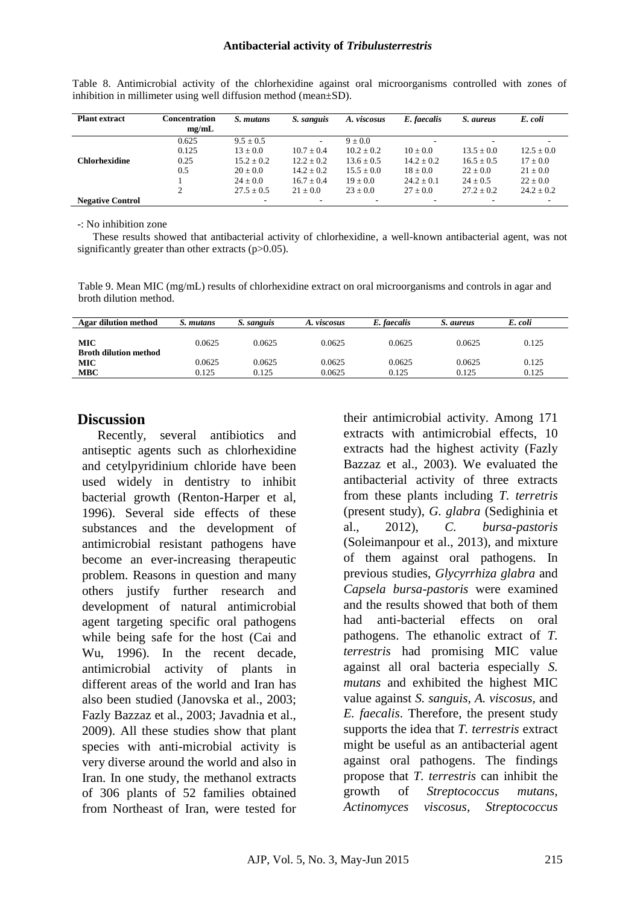Table 8. Antimicrobial activity of the chlorhexidine against oral microorganisms controlled with zones of inhibition in millimeter using well diffusion method (mean±SD).

| Plant extract | Concentration mg/mL | *S. mutans* | *S. sanguis* | *A. viscosus* | *E. faecalis* | *S. aureus* | *E. coli* |
|---|---|---|---|---|---|---|---|
| Chlorhexidine | 0.625 | 9.5 ± 0.5 | - | 9 ± 0.0 | - | - | - |
| | 0.125 | 13 ± 0.0 | 10.7 ± 0.4 | 10.2 ± 0.2 | 10 ± 0.0 | 13.5 ± 0.0 | 12.5 ± 0.0 |
| | 0.25 | 15.2 ± 0.2 | 12.2 ± 0.2 | 13.6 ± 0.5 | 14.2 ± 0.2 | 16.5 ± 0.5 | 17 ± 0.0 |
| | 0.5 | 20 ± 0.0 | 14.2 ± 0.2 | 15.5 ± 0.0 | 18 ± 0.0 | 22 ± 0.0 | 21 ± 0.0 |
| | 1 | 24 ± 0.0 | 16.7 ± 0.4 | 19 ± 0.0 | 24.2 ± 0.1 | 24 ± 0.5 | 22 ± 0.0 |
| | 2 | 27.5 ± 0.5 | 21 ± 0.0 | 23 ± 0.0 | 27 ± 0.0 | 27.2 ± 0.2 | 24.2 ± 0.2 |
| Negative Control | | - | - | - | - | - | - |

-: No inhibition zone

These results showed that antibacterial activity of chlorhexidine, a well-known antibacterial agent, was not significantly greater than other extracts (p>0.05).

Table 9. Mean MIC (mg/mL) results of chlorhexidine extract on oral microorganisms and controls in agar and broth dilution method.

| Agar dilution method | *S. mutans* | *S. sanguis* | *A. viscosus* | *E. faecalis* | *S. aureus* | *E. coli* |
|---|---|---|---|---|---|---|
| MIC | 0.0625 | 0.0625 | 0.0625 | 0.0625 | 0.0625 | 0.125 |
| **Broth dilution method** | | | | | | |
| MIC | 0.0625 | 0.0625 | 0.0625 | 0.0625 | 0.0625 | 0.125 |
| MBC | 0.125 | 0.125 | 0.0625 | 0.125 | 0.125 | 0.125 |

## Discussion

Recently, several antibiotics and antiseptic agents such as chlorhexidine and cetylpyridinium chloride have been used widely in dentistry to inhibit bacterial growth (Renton-Harper et al, 1996). Several side effects of these substances and the development of antimicrobial resistant pathogens have become an ever-increasing therapeutic problem. Reasons in question and many others justify further research and development of natural antimicrobial agent targeting specific oral pathogens while being safe for the host (Cai and Wu, 1996). In the recent decade, antimicrobial activity of plants in different areas of the world and Iran has also been studied (Janovska et al., 2003; Fazly Bazzaz et al., 2003; Javadnia et al., 2009). All these studies show that plant species with anti-microbial activity is very diverse around the world and also in Iran. In one study, the methanol extracts of 306 plants of 52 families obtained from Northeast of Iran, were tested for their antimicrobial activity. Among 171 extracts with antimicrobial effects, 10 extracts had the highest activity (Fazly Bazzaz et al., 2003). We evaluated the antibacterial activity of three extracts from these plants including *T. terretris* (present study), *G. glabra* (Sedighinia et al., 2012), *C. bursa-pastoris* (Soleimanpour et al., 2013), and mixture of them against oral pathogens. In previous studies, *Glycyrrhiza glabra* and *Capsela bursa-pastoris* were examined and the results showed that both of them had anti-bacterial effects on oral pathogens. The ethanolic extract of *T. terrestris* had promising MIC value against all oral bacteria especially *S. mutans* and exhibited the highest MIC value against *S. sanguis*, *A. viscosus*, and *E. faecalis*. Therefore, the present study supports the idea that *T. terrestris* extract might be useful as an antibacterial agent against oral pathogens. The findings propose that *T. terrestris* can inhibit the growth of *Streptococcus mutans*, *Actinomyces viscosus*, *Streptococcus*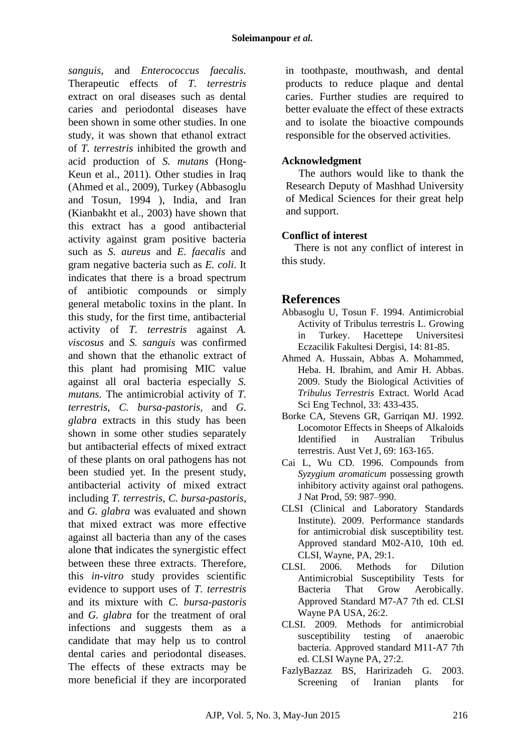*sanguis,* and *Enterococcus faecalis.* Therapeutic effects of *T. terrestris* extract on oral diseases such as dental caries and periodontal diseases have been shown in some other studies. In one study, it was shown that ethanol extract of *T. terrestris* inhibited the growth and acid production of *S. mutans* (Hong-Keun et al., 2011). Other studies in Iraq (Ahmed et al., 2009), Turkey (Abbasoglu and Tosun, 1994 ), India, and Iran (Kianbakht et al., 2003) have shown that this extract has a good antibacterial activity against gram positive bacteria such as *S. aureus* and *E. faecalis* and gram negative bacteria such as *E. coli*. It indicates that there is a broad spectrum of antibiotic compounds or simply general metabolic toxins in the plant. In this study, for the first time, antibacterial activity of *T. terrestris* against *A. viscosus* and *S. sanguis* was confirmed and shown that the ethanolic extract of this plant had promising MIC value against all oral bacteria especially *S. mutans*. The antimicrobial activity of *T. terrestris, C. bursa-pastoris,* and *G. glabra* extracts in this study has been shown in some other studies separately but antibacterial effects of mixed extract of these plants on oral pathogens has not been studied yet. In the present study, antibacterial activity of mixed extract including *T. terrestris*, *C. bursa-pastoris*, and *G. glabra* was evaluated and shown that mixed extract was more effective against all bacteria than any of the cases alone that indicates the synergistic effect between these three extracts. Therefore, this *in-vitro* study provides scientific evidence to support uses of *T. terrestris* and its mixture with *C. bursa-pastoris* and *G. glabra* for the treatment of oral infections and suggests them as a candidate that may help us to control dental caries and periodontal diseases. The effects of these extracts may be more beneficial if they are incorporated in toothpaste, mouthwash, and dental products to reduce plaque and dental caries. Further studies are required to better evaluate the effect of these extracts and to isolate the bioactive compounds responsible for the observed activities.

**Acknowledgment**

The authors would like to thank the Research Deputy of Mashhad University of Medical Sciences for their great help and support.

**Conflict of interest**

There is not any conflict of interest in this study.

## References

Abbasoglu U, Tosun F. 1994. Antimicrobial Activity of Tribulus terrestris L. Growing in Turkey. Hacettepe Universitesi Eczacilik Fakultesi Dergisi, 14: 81-85.

Ahmed A. Hussain, Abbas A. Mohammed, Heba. H. Ibrahim, and Amir H. Abbas. 2009. Study the Biological Activities of *Tribulus Terrestris* Extract. World Acad Sci Eng Technol, 33: 433-435.

Borke CA, Stevens GR, Garriqan MJ. 1992. Locomotor Effects in Sheeps of Alkaloids Identified in Australian Tribulus terrestris. Aust Vet J, 69: 163-165.

Cai L, Wu CD. 1996. Compounds from *Syzygium aromaticum* possessing growth inhibitory activity against oral pathogens. J Nat Prod, 59: 987–990.

CLSI (Clinical and Laboratory Standards Institute). 2009. Performance standards for antimicrobial disk susceptibility test. Approved standard M02-A10, 10th ed. CLSI, Wayne, PA, 29:1.

CLSI. 2006. Methods for Dilution Antimicrobial Susceptibility Tests for Bacteria That Grow Aerobically. Approved Standard M7-A7 7th ed. CLSI Wayne PA USA, 26:2.

CLSI. 2009. Methods for antimicrobial susceptibility testing of anaerobic bacteria. Approved standard M11-A7 7th ed. CLSI Wayne PA, 27:2.

FazlyBazzaz BS, Haririzadeh G. 2003. Screening of Iranian plants for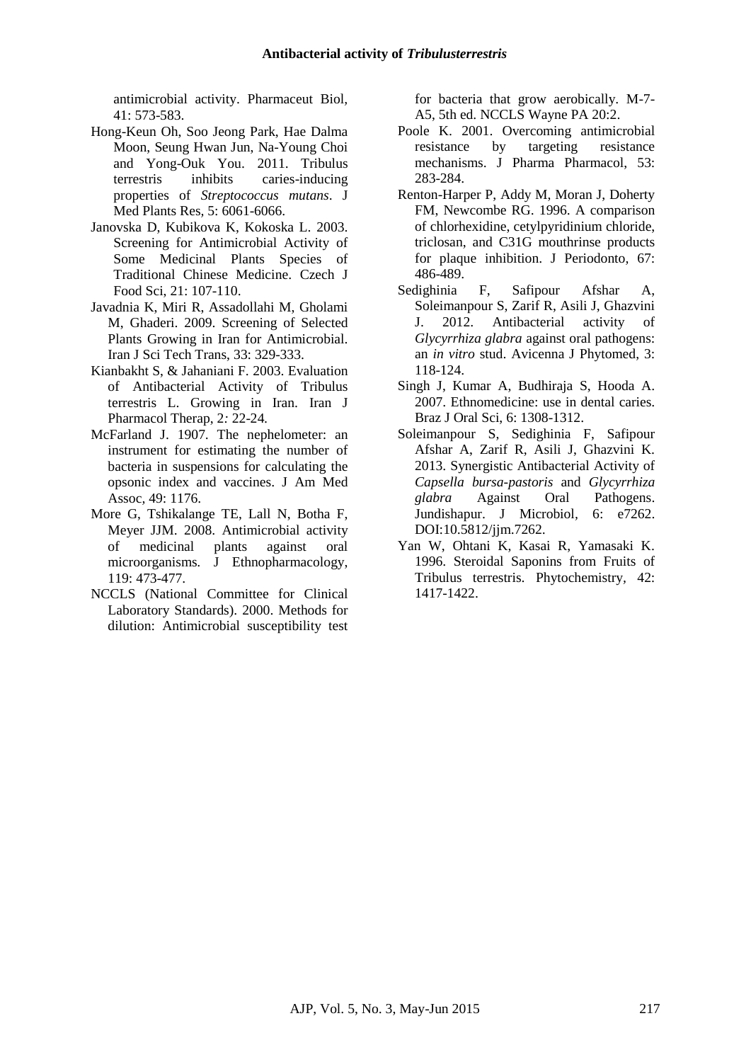antimicrobial activity. Pharmaceut Biol, 41: 573-583.

Hong-Keun Oh, Soo Jeong Park, Hae Dalma Moon, Seung Hwan Jun, Na-Young Choi and Yong-Ouk You. 2011. Tribulus terrestris inhibits caries-inducing properties of *Streptococcus mutans*. J Med Plants Res, 5: 6061-6066.

Janovska D, Kubikova K, Kokoska L. 2003. Screening for Antimicrobial Activity of Some Medicinal Plants Species of Traditional Chinese Medicine. Czech J Food Sci, 21: 107-110.

Javadnia K, Miri R, Assadollahi M, Gholami M, Ghaderi. 2009. Screening of Selected Plants Growing in Iran for Antimicrobial. Iran J Sci Tech Trans, 33: 329-333.

Kianbakht S, & Jahaniani F. 2003. Evaluation of Antibacterial Activity of Tribulus terrestris L. Growing in Iran. Iran J Pharmacol Therap, 2: 22-24.

McFarland J. 1907. The nephelometer: an instrument for estimating the number of bacteria in suspensions for calculating the opsonic index and vaccines. J Am Med Assoc, 49: 1176.

More G, Tshikalange TE, Lall N, Botha F, Meyer JJM. 2008. Antimicrobial activity of medicinal plants against oral microorganisms. J Ethnopharmacology, 119: 473-477.

NCCLS (National Committee for Clinical Laboratory Standards). 2000. Methods for dilution: Antimicrobial susceptibility test for bacteria that grow aerobically. M-7-A5, 5th ed. NCCLS Wayne PA 20:2.

Poole K. 2001. Overcoming antimicrobial resistance by targeting resistance mechanisms. J Pharma Pharmacol, 53: 283-284.

Renton-Harper P, Addy M, Moran J, Doherty FM, Newcombe RG. 1996. A comparison of chlorhexidine, cetylpyridinium chloride, triclosan, and C31G mouthrinse products for plaque inhibition. J Periodonto, 67: 486-489.

Sedighinia F, Safipour Afshar A, Soleimanpour S, Zarif R, Asili J, Ghazvini J. 2012. Antibacterial activity of *Glycyrrhiza glabra* against oral pathogens: an *in vitro* stud. Avicenna J Phytomed, 3: 118-124.

Singh J, Kumar A, Budhiraja S, Hooda A. 2007. Ethnomedicine: use in dental caries. Braz J Oral Sci, 6: 1308-1312.

Soleimanpour S, Sedighinia F, Safipour Afshar A, Zarif R, Asili J, Ghazvini K. 2013. Synergistic Antibacterial Activity of *Capsella bursa-pastoris* and *Glycyrrhiza glabra* Against Oral Pathogens. Jundishapur. J Microbiol, 6: e7262. DOI:10.5812/jjm.7262.

Yan W, Ohtani K, Kasai R, Yamasaki K. 1996. Steroidal Saponins from Fruits of Tribulus terrestris. Phytochemistry, 42: 1417-1422.